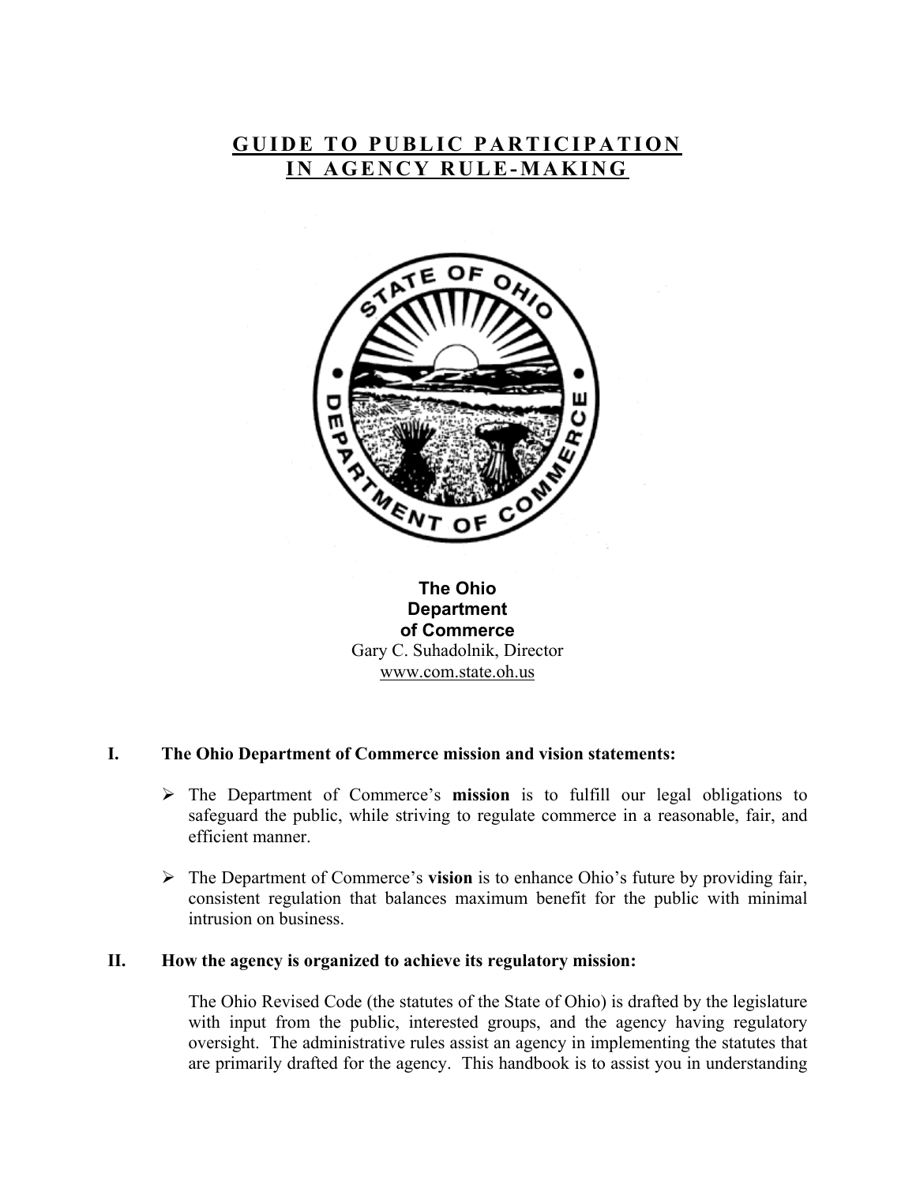# GUIDE TO PUBLIC PARTICIPATION IN AGENCY RULE-MAKING

**The Ohio Department of Commerce**

Gary C. Suhadolnik, Director

www.com.state.oh.us

## I. The Ohio Department of Commerce mission and vision statements:

- The Department of Commerce's **mission** is to fulfill our legal obligations to safeguard the public, while striving to regulate commerce in a reasonable, fair, and efficient manner.
- The Department of Commerce's **vision** is to enhance Ohio's future by providing fair, consistent regulation that balances maximum benefit for the public with minimal intrusion on business.

## II. How the agency is organized to achieve its regulatory mission:

The Ohio Revised Code (the statutes of the State of Ohio) is drafted by the legislature with input from the public, interested groups, and the agency having regulatory oversight. The administrative rules assist an agency in implementing the statutes that are primarily drafted for the agency. This handbook is to assist you in understanding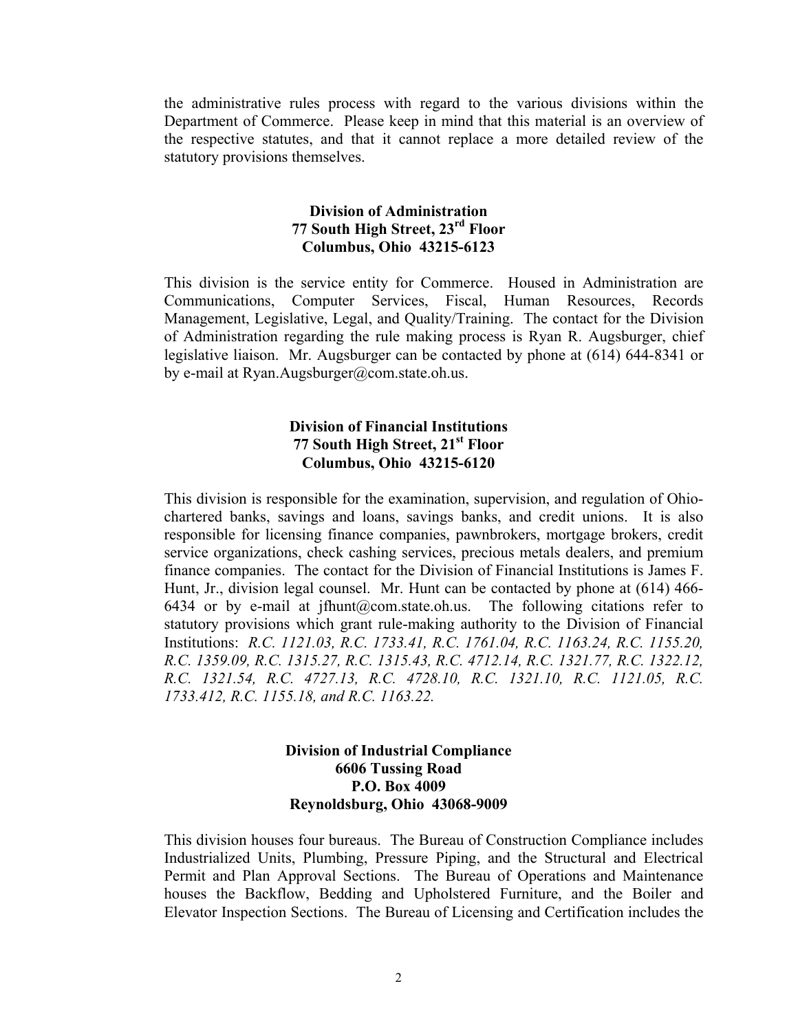the administrative rules process with regard to the various divisions within the Department of Commerce. Please keep in mind that this material is an overview of the respective statutes, and that it cannot replace a more detailed review of the statutory provisions themselves.

**Division of Administration**
**77 South High Street, 23rd Floor**
**Columbus, Ohio 43215-6123**

This division is the service entity for Commerce. Housed in Administration are Communications, Computer Services, Fiscal, Human Resources, Records Management, Legislative, Legal, and Quality/Training. The contact for the Division of Administration regarding the rule making process is Ryan R. Augsburger, chief legislative liaison. Mr. Augsburger can be contacted by phone at (614) 644-8341 or by e-mail at Ryan.Augsburger@com.state.oh.us.

**Division of Financial Institutions**
**77 South High Street, 21st Floor**
**Columbus, Ohio 43215-6120**

This division is responsible for the examination, supervision, and regulation of Ohio-chartered banks, savings and loans, savings banks, and credit unions. It is also responsible for licensing finance companies, pawnbrokers, mortgage brokers, credit service organizations, check cashing services, precious metals dealers, and premium finance companies. The contact for the Division of Financial Institutions is James F. Hunt, Jr., division legal counsel. Mr. Hunt can be contacted by phone at (614) 466-6434 or by e-mail at jfhunt@com.state.oh.us. The following citations refer to statutory provisions which grant rule-making authority to the Division of Financial Institutions: *R.C. 1121.03, R.C. 1733.41, R.C. 1761.04, R.C. 1163.24, R.C. 1155.20, R.C. 1359.09, R.C. 1315.27, R.C. 1315.43, R.C. 4712.14, R.C. 1321.77, R.C. 1322.12, R.C. 1321.54, R.C. 4727.13, R.C. 4728.10, R.C. 1321.10, R.C. 1121.05, R.C. 1733.412, R.C. 1155.18, and R.C. 1163.22.*

**Division of Industrial Compliance**
**6606 Tussing Road**
**P.O. Box 4009**
**Reynoldsburg, Ohio 43068-9009**

This division houses four bureaus. The Bureau of Construction Compliance includes Industrialized Units, Plumbing, Pressure Piping, and the Structural and Electrical Permit and Plan Approval Sections. The Bureau of Operations and Maintenance houses the Backflow, Bedding and Upholstered Furniture, and the Boiler and Elevator Inspection Sections. The Bureau of Licensing and Certification includes the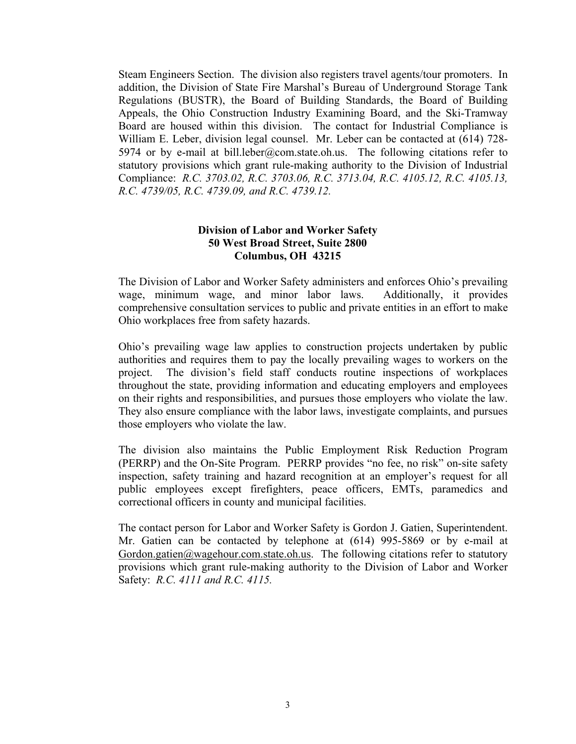Steam Engineers Section. The division also registers travel agents/tour promoters. In addition, the Division of State Fire Marshal's Bureau of Underground Storage Tank Regulations (BUSTR), the Board of Building Standards, the Board of Building Appeals, the Ohio Construction Industry Examining Board, and the Ski-Tramway Board are housed within this division. The contact for Industrial Compliance is William E. Leber, division legal counsel. Mr. Leber can be contacted at (614) 728-5974 or by e-mail at bill.leber@com.state.oh.us. The following citations refer to statutory provisions which grant rule-making authority to the Division of Industrial Compliance: *R.C. 3703.02, R.C. 3703.06, R.C. 3713.04, R.C. 4105.12, R.C. 4105.13, R.C. 4739/05, R.C. 4739.09, and R.C. 4739.12.*

**Division of Labor and Worker Safety**
**50 West Broad Street, Suite 2800**
**Columbus, OH 43215**

The Division of Labor and Worker Safety administers and enforces Ohio's prevailing wage, minimum wage, and minor labor laws. Additionally, it provides comprehensive consultation services to public and private entities in an effort to make Ohio workplaces free from safety hazards.

Ohio's prevailing wage law applies to construction projects undertaken by public authorities and requires them to pay the locally prevailing wages to workers on the project. The division's field staff conducts routine inspections of workplaces throughout the state, providing information and educating employers and employees on their rights and responsibilities, and pursues those employers who violate the law. They also ensure compliance with the labor laws, investigate complaints, and pursues those employers who violate the law.

The division also maintains the Public Employment Risk Reduction Program (PERRP) and the On-Site Program. PERRP provides "no fee, no risk" on-site safety inspection, safety training and hazard recognition at an employer's request for all public employees except firefighters, peace officers, EMTs, paramedics and correctional officers in county and municipal facilities.

The contact person for Labor and Worker Safety is Gordon J. Gatien, Superintendent. Mr. Gatien can be contacted by telephone at (614) 995-5869 or by e-mail at Gordon.gatien@wagehour.com.state.oh.us. The following citations refer to statutory provisions which grant rule-making authority to the Division of Labor and Worker Safety: *R.C. 4111 and R.C. 4115.*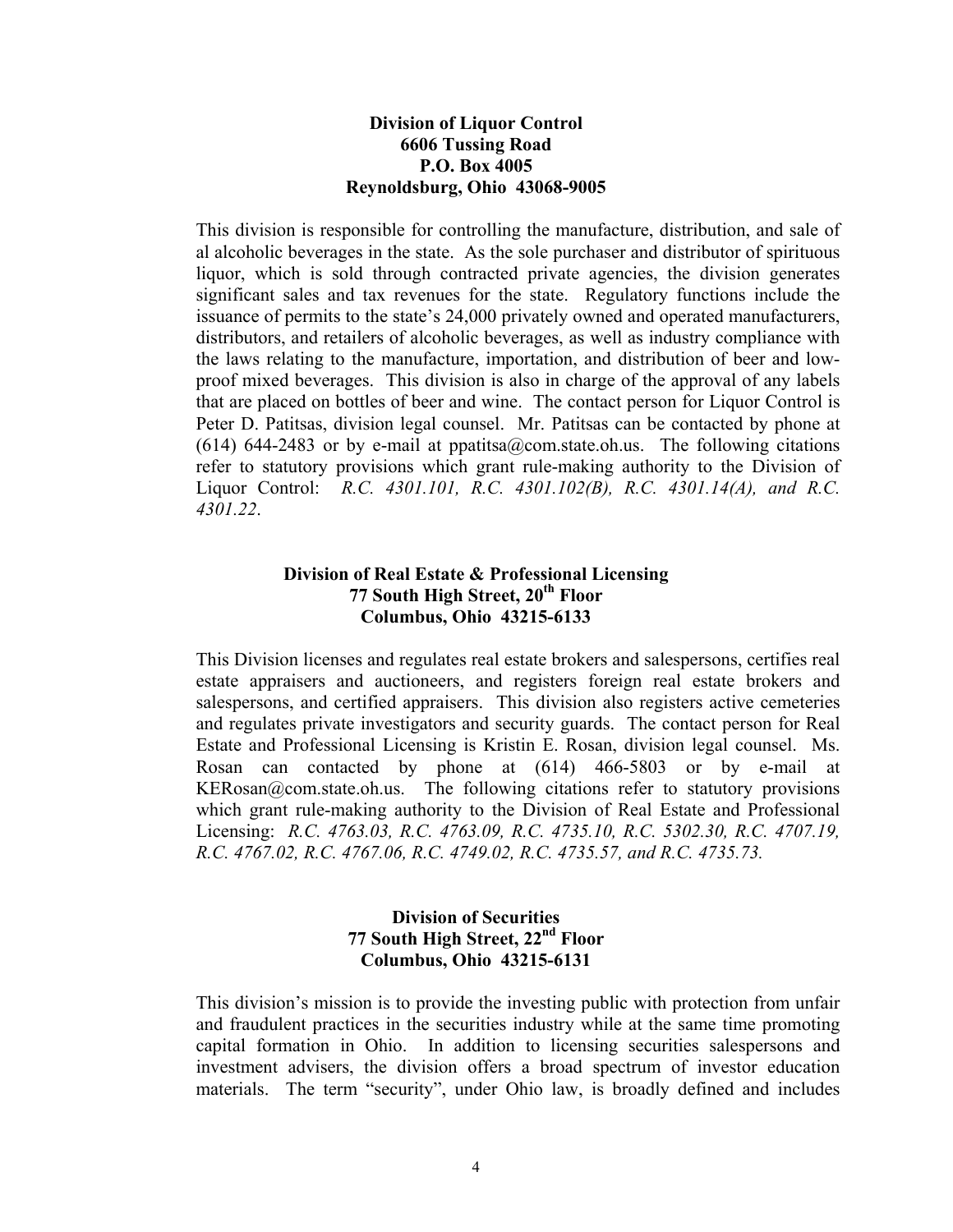**Division of Liquor Control**
**6606 Tussing Road**
**P.O. Box 4005**
**Reynoldsburg, Ohio 43068-9005**

This division is responsible for controlling the manufacture, distribution, and sale of al alcoholic beverages in the state. As the sole purchaser and distributor of spirituous liquor, which is sold through contracted private agencies, the division generates significant sales and tax revenues for the state. Regulatory functions include the issuance of permits to the state's 24,000 privately owned and operated manufacturers, distributors, and retailers of alcoholic beverages, as well as industry compliance with the laws relating to the manufacture, importation, and distribution of beer and low-proof mixed beverages. This division is also in charge of the approval of any labels that are placed on bottles of beer and wine. The contact person for Liquor Control is Peter D. Patitsas, division legal counsel. Mr. Patitsas can be contacted by phone at (614) 644-2483 or by e-mail at ppatitsa@com.state.oh.us. The following citations refer to statutory provisions which grant rule-making authority to the Division of Liquor Control: *R.C. 4301.101, R.C. 4301.102(B), R.C. 4301.14(A), and R.C. 4301.22*.

**Division of Real Estate & Professional Licensing**
**77 South High Street, 20th Floor**
**Columbus, Ohio 43215-6133**

This Division licenses and regulates real estate brokers and salespersons, certifies real estate appraisers and auctioneers, and registers foreign real estate brokers and salespersons, and certified appraisers. This division also registers active cemeteries and regulates private investigators and security guards. The contact person for Real Estate and Professional Licensing is Kristin E. Rosan, division legal counsel. Ms. Rosan can contacted by phone at (614) 466-5803 or by e-mail at KERosan@com.state.oh.us. The following citations refer to statutory provisions which grant rule-making authority to the Division of Real Estate and Professional Licensing: *R.C. 4763.03, R.C. 4763.09, R.C. 4735.10, R.C. 5302.30, R.C. 4707.19, R.C. 4767.02, R.C. 4767.06, R.C. 4749.02, R.C. 4735.57, and R.C. 4735.73.*

**Division of Securities**
**77 South High Street, 22nd Floor**
**Columbus, Ohio 43215-6131**

This division's mission is to provide the investing public with protection from unfair and fraudulent practices in the securities industry while at the same time promoting capital formation in Ohio. In addition to licensing securities salespersons and investment advisers, the division offers a broad spectrum of investor education materials. The term "security", under Ohio law, is broadly defined and includes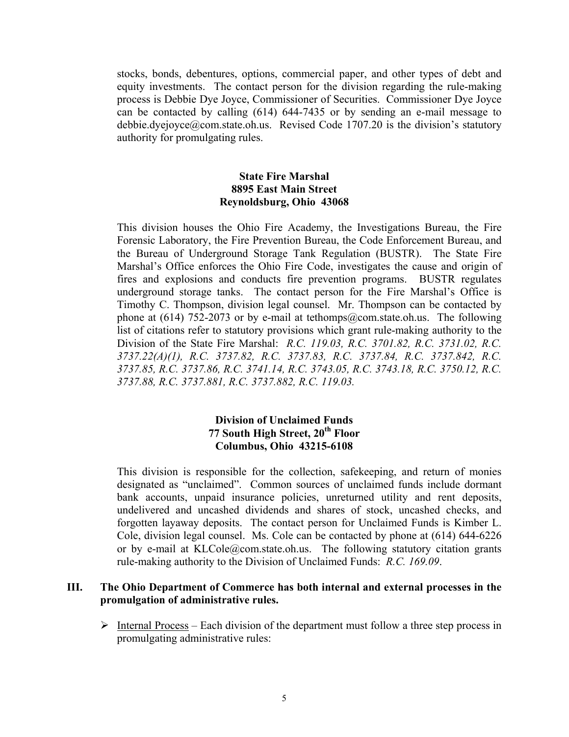stocks, bonds, debentures, options, commercial paper, and other types of debt and equity investments. The contact person for the division regarding the rule-making process is Debbie Dye Joyce, Commissioner of Securities. Commissioner Dye Joyce can be contacted by calling (614) 644-7435 or by sending an e-mail message to debbie.dyejoyce@com.state.oh.us. Revised Code 1707.20 is the division's statutory authority for promulgating rules.

**State Fire Marshal**
**8895 East Main Street**
**Reynoldsburg, Ohio 43068**

This division houses the Ohio Fire Academy, the Investigations Bureau, the Fire Forensic Laboratory, the Fire Prevention Bureau, the Code Enforcement Bureau, and the Bureau of Underground Storage Tank Regulation (BUSTR). The State Fire Marshal's Office enforces the Ohio Fire Code, investigates the cause and origin of fires and explosions and conducts fire prevention programs. BUSTR regulates underground storage tanks. The contact person for the Fire Marshal's Office is Timothy C. Thompson, division legal counsel. Mr. Thompson can be contacted by phone at (614) 752-2073 or by e-mail at tethomps@com.state.oh.us. The following list of citations refer to statutory provisions which grant rule-making authority to the Division of the State Fire Marshal: *R.C. 119.03, R.C. 3701.82, R.C. 3731.02, R.C. 3737.22(A)(1), R.C. 3737.82, R.C. 3737.83, R.C. 3737.84, R.C. 3737.842, R.C. 3737.85, R.C. 3737.86, R.C. 3741.14, R.C. 3743.05, R.C. 3743.18, R.C. 3750.12, R.C. 3737.88, R.C. 3737.881, R.C. 3737.882, R.C. 119.03.*

**Division of Unclaimed Funds**
**77 South High Street, 20th Floor**
**Columbus, Ohio 43215-6108**

This division is responsible for the collection, safekeeping, and return of monies designated as "unclaimed". Common sources of unclaimed funds include dormant bank accounts, unpaid insurance policies, unreturned utility and rent deposits, undelivered and uncashed dividends and shares of stock, uncashed checks, and forgotten layaway deposits. The contact person for Unclaimed Funds is Kimber L. Cole, division legal counsel. Ms. Cole can be contacted by phone at (614) 644-6226 or by e-mail at KLCole@com.state.oh.us. The following statutory citation grants rule-making authority to the Division of Unclaimed Funds: *R.C. 169.09*.

## III. The Ohio Department of Commerce has both internal and external processes in the promulgation of administrative rules.

- Internal Process – Each division of the department must follow a three step process in promulgating administrative rules: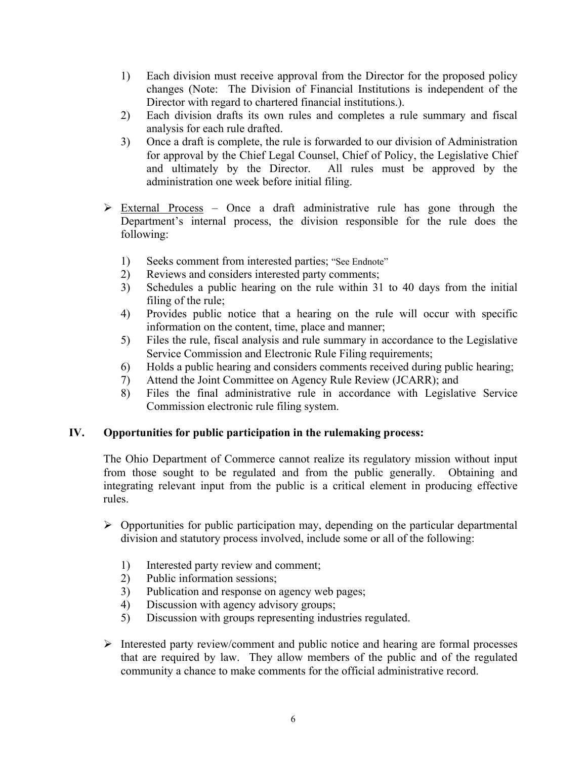1) Each division must receive approval from the Director for the proposed policy changes (Note: The Division of Financial Institutions is independent of the Director with regard to chartered financial institutions.).
2) Each division drafts its own rules and completes a rule summary and fiscal analysis for each rule drafted.
3) Once a draft is complete, the rule is forwarded to our division of Administration for approval by the Chief Legal Counsel, Chief of Policy, the Legislative Chief and ultimately by the Director. All rules must be approved by the administration one week before initial filing.

- External Process – Once a draft administrative rule has gone through the Department's internal process, the division responsible for the rule does the following:

  1) Seeks comment from interested parties; "See Endnote"
  2) Reviews and considers interested party comments;
  3) Schedules a public hearing on the rule within 31 to 40 days from the initial filing of the rule;
  4) Provides public notice that a hearing on the rule will occur with specific information on the content, time, place and manner;
  5) Files the rule, fiscal analysis and rule summary in accordance to the Legislative Service Commission and Electronic Rule Filing requirements;
  6) Holds a public hearing and considers comments received during public hearing;
  7) Attend the Joint Committee on Agency Rule Review (JCARR); and
  8) Files the final administrative rule in accordance with Legislative Service Commission electronic rule filing system.

## IV. Opportunities for public participation in the rulemaking process:

The Ohio Department of Commerce cannot realize its regulatory mission without input from those sought to be regulated and from the public generally. Obtaining and integrating relevant input from the public is a critical element in producing effective rules.

- Opportunities for public participation may, depending on the particular departmental division and statutory process involved, include some or all of the following:

  1) Interested party review and comment;
  2) Public information sessions;
  3) Publication and response on agency web pages;
  4) Discussion with agency advisory groups;
  5) Discussion with groups representing industries regulated.

- Interested party review/comment and public notice and hearing are formal processes that are required by law. They allow members of the public and of the regulated community a chance to make comments for the official administrative record.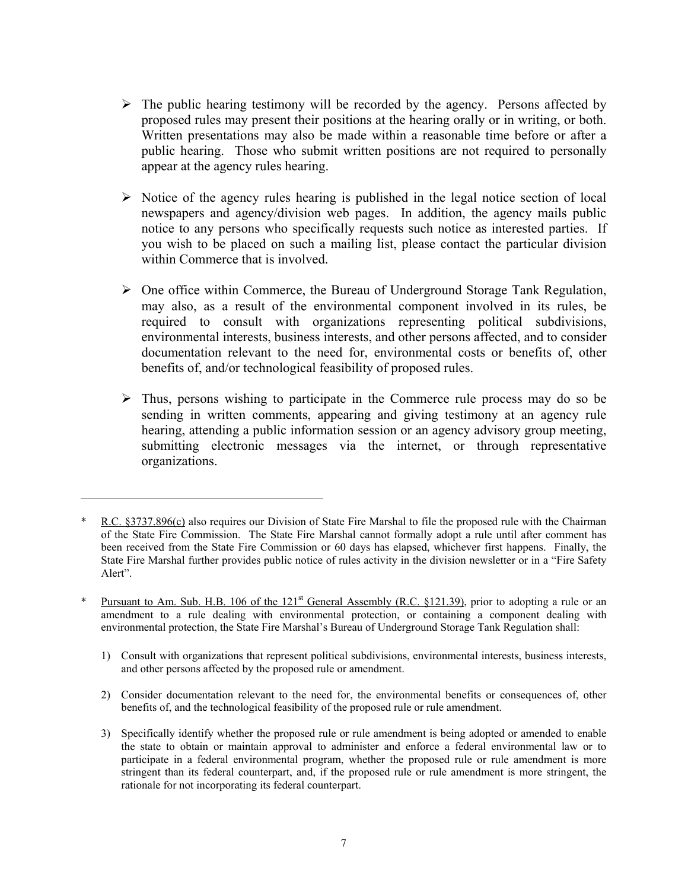- The public hearing testimony will be recorded by the agency. Persons affected by proposed rules may present their positions at the hearing orally or in writing, or both. Written presentations may also be made within a reasonable time before or after a public hearing. Those who submit written positions are not required to personally appear at the agency rules hearing.

- Notice of the agency rules hearing is published in the legal notice section of local newspapers and agency/division web pages. In addition, the agency mails public notice to any persons who specifically requests such notice as interested parties. If you wish to be placed on such a mailing list, please contact the particular division within Commerce that is involved.

- One office within Commerce, the Bureau of Underground Storage Tank Regulation, may also, as a result of the environmental component involved in its rules, be required to consult with organizations representing political subdivisions, environmental interests, business interests, and other persons affected, and to consider documentation relevant to the need for, environmental costs or benefits of, other benefits of, and/or technological feasibility of proposed rules.

- Thus, persons wishing to participate in the Commerce rule process may do so be sending in written comments, appearing and giving testimony at an agency rule hearing, attending a public information session or an agency advisory group meeting, submitting electronic messages via the internet, or through representative organizations.

---

\* R.C. §3737.896(c) also requires our Division of State Fire Marshal to file the proposed rule with the Chairman of the State Fire Commission. The State Fire Marshal cannot formally adopt a rule until after comment has been received from the State Fire Commission or 60 days has elapsed, whichever first happens. Finally, the State Fire Marshal further provides public notice of rules activity in the division newsletter or in a "Fire Safety Alert".

\* Pursuant to Am. Sub. H.B. 106 of the 121st General Assembly (R.C. §121.39), prior to adopting a rule or an amendment to a rule dealing with environmental protection, or containing a component dealing with environmental protection, the State Fire Marshal's Bureau of Underground Storage Tank Regulation shall:

1) Consult with organizations that represent political subdivisions, environmental interests, business interests, and other persons affected by the proposed rule or amendment.

2) Consider documentation relevant to the need for, the environmental benefits or consequences of, other benefits of, and the technological feasibility of the proposed rule or rule amendment.

3) Specifically identify whether the proposed rule or rule amendment is being adopted or amended to enable the state to obtain or maintain approval to administer and enforce a federal environmental law or to participate in a federal environmental program, whether the proposed rule or rule amendment is more stringent than its federal counterpart, and, if the proposed rule or rule amendment is more stringent, the rationale for not incorporating its federal counterpart.